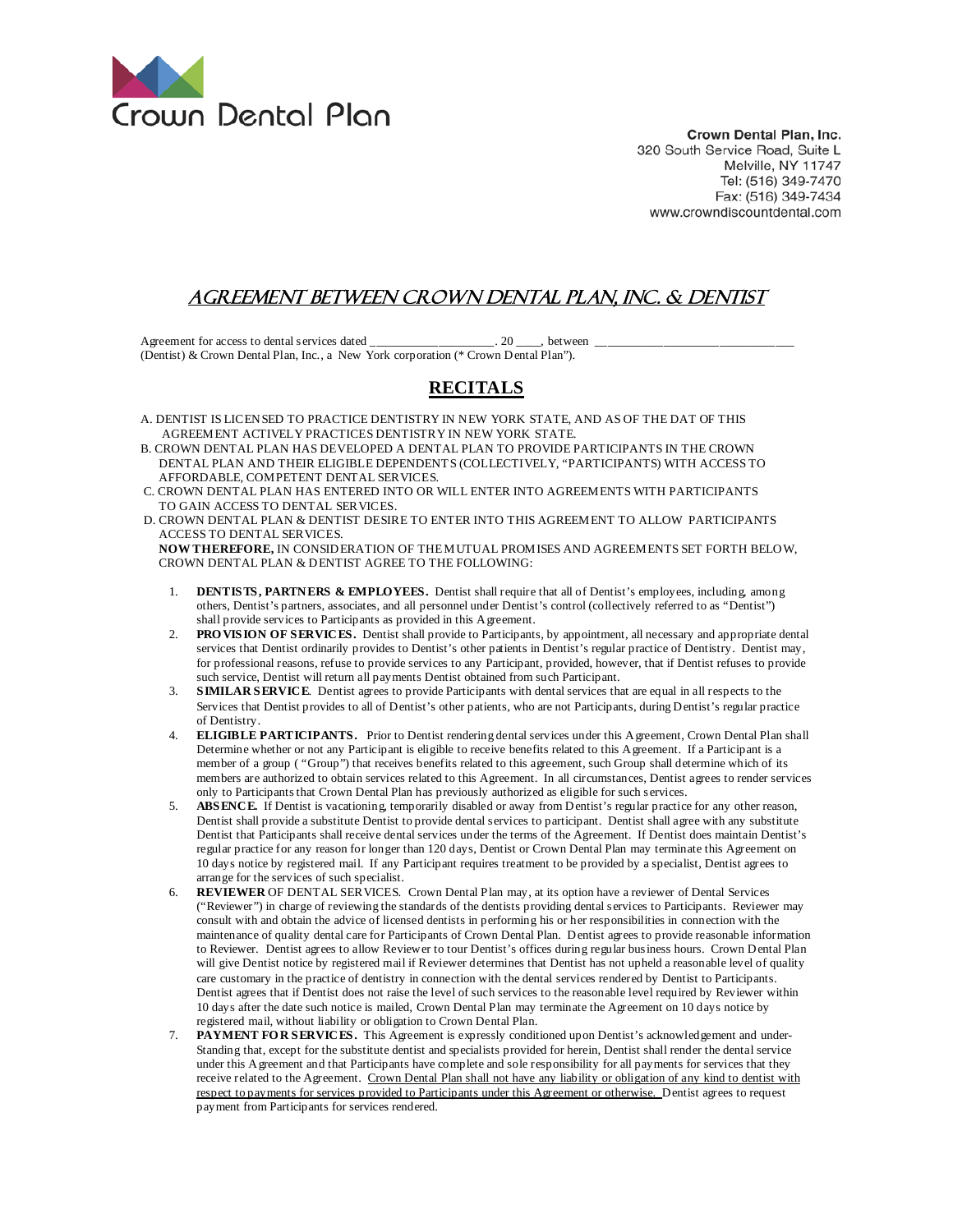Crown Dental Plan

**Crown Dental Plan, Inc.**
320 South Service Road, Suite L
Melville, NY 11747
Tel: (516) 349-7470
Fax: (516) 349-7434
www.crowndiscountdental.com

# *AGREEMENT BETWEEN CROWN DENTAL PLAN, INC. & DENTIST*

Agreement for access to dental services dated ____________________. 20 ____, between ________________________________ (Dentist) & Crown Dental Plan, Inc., a New York corporation (* Crown Dental Plan").

## RECITALS

A. DENTIST IS LICENSED TO PRACTICE DENTISTRY IN NEW YORK STATE, AND AS OF THE DAT OF THIS AGREEMENT ACTIVELY PRACTICES DENTISTRY IN NEW YORK STATE.

B. CROWN DENTAL PLAN HAS DEVELOPED A DENTAL PLAN TO PROVIDE PARTICIPANTS IN THE CROWN DENTAL PLAN AND THEIR ELIGIBLE DEPENDENTS (COLLECTIVELY, "PARTICIPANTS) WITH ACCESS TO AFFORDABLE, COMPETENT DENTAL SERVICES.

C. CROWN DENTAL PLAN HAS ENTERED INTO OR WILL ENTER INTO AGREEMENTS WITH PARTICIPANTS TO GAIN ACCESS TO DENTAL SERVICES.

D. CROWN DENTAL PLAN & DENTIST DESIRE TO ENTER INTO THIS AGREEMENT TO ALLOW PARTICIPANTS ACCESS TO DENTAL SERVICES.

**NOW THEREFORE,** IN CONSIDERATION OF THE MUTUAL PROMISES AND AGREEMENTS SET FORTH BELOW, CROWN DENTAL PLAN & DENTIST AGREE TO THE FOLLOWING:

1. **DENTISTS, PARTNERS & EMPLOYEES.** Dentist shall require that all of Dentist's employees, including, among others, Dentist's partners, associates, and all personnel under Dentist's control (collectively referred to as "Dentist") shall provide services to Participants as provided in this Agreement.
2. **PROVISION OF SERVICES.** Dentist shall provide to Participants, by appointment, all necessary and appropriate dental services that Dentist ordinarily provides to Dentist's other patients in Dentist's regular practice of Dentistry. Dentist may, for professional reasons, refuse to provide services to any Participant, provided, however, that if Dentist refuses to provide such service, Dentist will return all payments Dentist obtained from such Participant.
3. **SIMILAR SERVICE**. Dentist agrees to provide Participants with dental services that are equal in all respects to the Services that Dentist provides to all of Dentist's other patients, who are not Participants, during Dentist's regular practice of Dentistry.
4. **ELIGIBLE PARTICIPANTS.** Prior to Dentist rendering dental services under this Agreement, Crown Dental Plan shall Determine whether or not any Participant is eligible to receive benefits related to this Agreement. If a Participant is a member of a group ( "Group") that receives benefits related to this agreement, such Group shall determine which of its members are authorized to obtain services related to this Agreement. In all circumstances, Dentist agrees to render services only to Participants that Crown Dental Plan has previously authorized as eligible for such services.
5. **ABSENCE.** If Dentist is vacationing, temporarily disabled or away from Dentist's regular practice for any other reason, Dentist shall provide a substitute Dentist to provide dental services to participant. Dentist shall agree with any substitute Dentist that Participants shall receive dental services under the terms of the Agreement. If Dentist does maintain Dentist's regular practice for any reason for longer than 120 days, Dentist or Crown Dental Plan may terminate this Agreement on 10 days notice by registered mail. If any Participant requires treatment to be provided by a specialist, Dentist agrees to arrange for the services of such specialist.
6. **REVIEWER** OF DENTAL SERVICES. Crown Dental Plan may, at its option have a reviewer of Dental Services ("Reviewer") in charge of reviewing the standards of the dentists providing dental services to Participants. Reviewer may consult with and obtain the advice of licensed dentists in performing his or her responsibilities in connection with the maintenance of quality dental care for Participants of Crown Dental Plan. Dentist agrees to provide reasonable information to Reviewer. Dentist agrees to allow Reviewer to tour Dentist's offices during regular business hours. Crown Dental Plan will give Dentist notice by registered mail if Reviewer determines that Dentist has not upheld a reasonable level of quality care customary in the practice of dentistry in connection with the dental services rendered by Dentist to Participants. Dentist agrees that if Dentist does not raise the level of such services to the reasonable level required by Reviewer within 10 days after the date such notice is mailed, Crown Dental Plan may terminate the Agreement on 10 days notice by registered mail, without liability or obligation to Crown Dental Plan.
7. **PAYMENT FOR SERVICES.** This Agreement is expressly conditioned upon Dentist's acknowledgement and under-Standing that, except for the substitute dentist and specialists provided for herein, Dentist shall render the dental service under this Agreement and that Participants have complete and sole responsibility for all payments for services that they receive related to the Agreement. <u>Crown Dental Plan shall not have any liability or obligation of any kind to dentist with respect to payments for services provided to Participants under this Agreement or otherwise.</u> Dentist agrees to request payment from Participants for services rendered.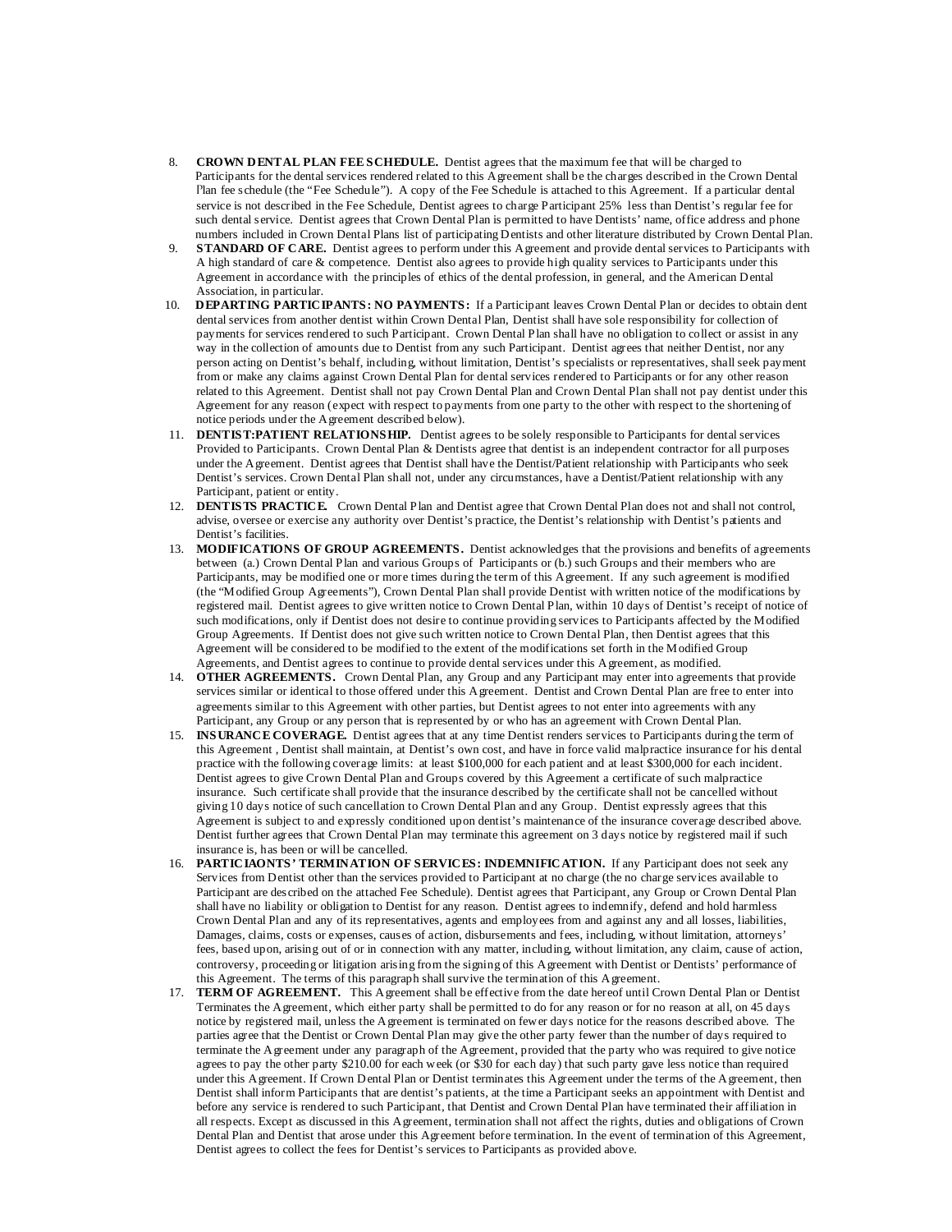8. **CROWN DENTAL PLAN FEE SCHEDULE.** Dentist agrees that the maximum fee that will be charged to Participants for the dental services rendered related to this Agreement shall be the charges described in the Crown Dental Plan fee schedule (the "Fee Schedule"). A copy of the Fee Schedule is attached to this Agreement. If a particular dental service is not described in the Fee Schedule, Dentist agrees to charge Participant 25% less than Dentist's regular fee for such dental service. Dentist agrees that Crown Dental Plan is permitted to have Dentists' name, office address and phone numbers included in Crown Dental Plans list of participating Dentists and other literature distributed by Crown Dental Plan.
9. **STANDARD OF CARE.** Dentist agrees to perform under this Agreement and provide dental services to Participants with A high standard of care & competence. Dentist also agrees to provide high quality services to Participants under this Agreement in accordance with the principles of ethics of the dental profession, in general, and the American Dental Association, in particular.
10. **DEPARTING PARTICIPANTS: NO PAYMENTS:** If a Participant leaves Crown Dental Plan or decides to obtain dent dental services from another dentist within Crown Dental Plan, Dentist shall have sole responsibility for collection of payments for services rendered to such Participant. Crown Dental Plan shall have no obligation to collect or assist in any way in the collection of amounts due to Dentist from any such Participant. Dentist agrees that neither Dentist, nor any person acting on Dentist's behalf, including, without limitation, Dentist's specialists or representatives, shall seek payment from or make any claims against Crown Dental Plan for dental services rendered to Participants or for any other reason related to this Agreement. Dentist shall not pay Crown Dental Plan and Crown Dental Plan shall not pay dentist under this Agreement for any reason (expect with respect to payments from one party to the other with respect to the shortening of notice periods under the Agreement described below).
11. **DENTIST:PATIENT RELATIONSHIP.** Dentist agrees to be solely responsible to Participants for dental services Provided to Participants. Crown Dental Plan & Dentists agree that dentist is an independent contractor for all purposes under the Agreement. Dentist agrees that Dentist shall have the Dentist/Patient relationship with Participants who seek Dentist's services. Crown Dental Plan shall not, under any circumstances, have a Dentist/Patient relationship with any Participant, patient or entity.
12. **DENTISTS PRACTICE.** Crown Dental Plan and Dentist agree that Crown Dental Plan does not and shall not control, advise, oversee or exercise any authority over Dentist's practice, the Dentist's relationship with Dentist's patients and Dentist's facilities.
13. **MODIFICATIONS OF GROUP AGREEMENTS.** Dentist acknowledges that the provisions and benefits of agreements between (a.) Crown Dental Plan and various Groups of Participants or (b.) such Groups and their members who are Participants, may be modified one or more times during the term of this Agreement. If any such agreement is modified (the "Modified Group Agreements"), Crown Dental Plan shall provide Dentist with written notice of the modifications by registered mail. Dentist agrees to give written notice to Crown Dental Plan, within 10 days of Dentist's receipt of notice of such modifications, only if Dentist does not desire to continue providing services to Participants affected by the Modified Group Agreements. If Dentist does not give such written notice to Crown Dental Plan, then Dentist agrees that this Agreement will be considered to be modified to the extent of the modifications set forth in the Modified Group Agreements, and Dentist agrees to continue to provide dental services under this Agreement, as modified.
14. **OTHER AGREEMENTS.** Crown Dental Plan, any Group and any Participant may enter into agreements that provide services similar or identical to those offered under this Agreement. Dentist and Crown Dental Plan are free to enter into agreements similar to this Agreement with other parties, but Dentist agrees to not enter into agreements with any Participant, any Group or any person that is represented by or who has an agreement with Crown Dental Plan.
15. **INSURANCE COVERAGE.** Dentist agrees that at any time Dentist renders services to Participants during the term of this Agreement , Dentist shall maintain, at Dentist's own cost, and have in force valid malpractice insurance for his dental practice with the following coverage limits: at least $100,000 for each patient and at least $300,000 for each incident. Dentist agrees to give Crown Dental Plan and Groups covered by this Agreement a certificate of such malpractice insurance. Such certificate shall provide that the insurance described by the certificate shall not be cancelled without giving 10 days notice of such cancellation to Crown Dental Plan and any Group. Dentist expressly agrees that this Agreement is subject to and expressly conditioned upon dentist's maintenance of the insurance coverage described above. Dentist further agrees that Crown Dental Plan may terminate this agreement on 3 days notice by registered mail if such insurance is, has been or will be cancelled.
16. **PARTICIAONTS' TERMINATION OF SERVICES: INDEMNIFICATION.** If any Participant does not seek any Services from Dentist other than the services provided to Participant at no charge (the no charge services available to Participant are described on the attached Fee Schedule). Dentist agrees that Participant, any Group or Crown Dental Plan shall have no liability or obligation to Dentist for any reason. Dentist agrees to indemnify, defend and hold harmless Crown Dental Plan and any of its representatives, agents and employees from and against any and all losses, liabilities, Damages, claims, costs or expenses, causes of action, disbursements and fees, including, without limitation, attorneys' fees, based upon, arising out of or in connection with any matter, including, without limitation, any claim, cause of action, controversy, proceeding or litigation arising from the signing of this Agreement with Dentist or Dentists' performance of this Agreement. The terms of this paragraph shall survive the termination of this Agreement.
17. **TERM OF AGREEMENT.** This Agreement shall be effective from the date hereof until Crown Dental Plan or Dentist Terminates the Agreement, which either party shall be permitted to do for any reason or for no reason at all, on 45 days notice by registered mail, unless the Agreement is terminated on fewer days notice for the reasons described above. The parties agree that the Dentist or Crown Dental Plan may give the other party fewer than the number of days required to terminate the Agreement under any paragraph of the Agreement, provided that the party who was required to give notice agrees to pay the other party $210.00 for each week (or $30 for each day) that such party gave less notice than required under this Agreement. If Crown Dental Plan or Dentist terminates this Agreement under the terms of the Agreement, then Dentist shall inform Participants that are dentist's patients, at the time a Participant seeks an appointment with Dentist and before any service is rendered to such Participant, that Dentist and Crown Dental Plan have terminated their affiliation in all respects. Except as discussed in this Agreement, termination shall not affect the rights, duties and obligations of Crown Dental Plan and Dentist that arose under this Agreement before termination. In the event of termination of this Agreement, Dentist agrees to collect the fees for Dentist's services to Participants as provided above.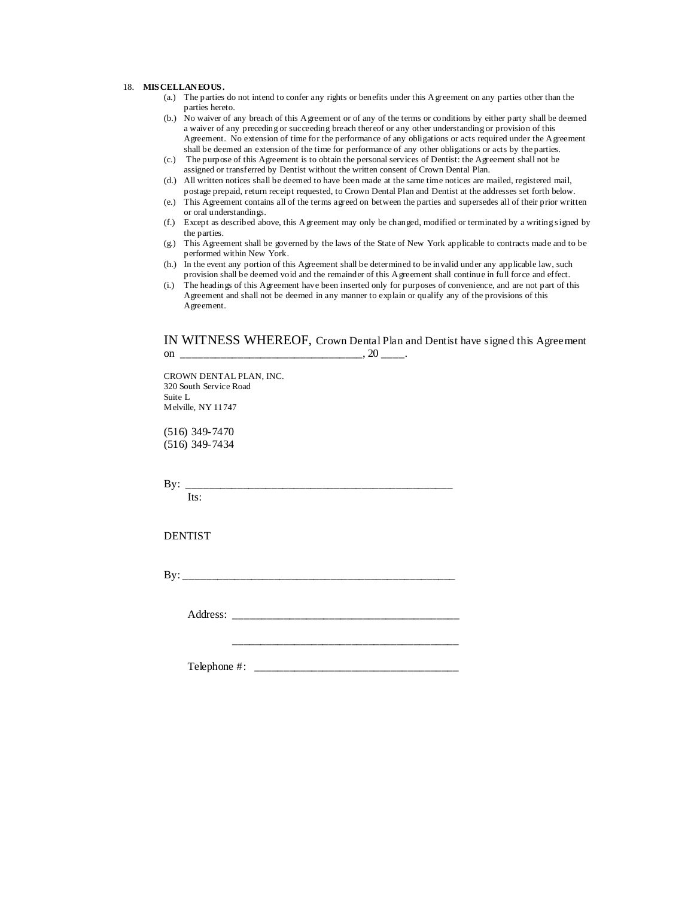18. **MISCELLANEOUS.**

(a.) The parties do not intend to confer any rights or benefits under this Agreement on any parties other than the parties hereto.

(b.) No waiver of any breach of this Agreement or of any of the terms or conditions by either party shall be deemed a waiver of any preceding or succeeding breach thereof or any other understanding or provision of this Agreement. No extension of time for the performance of any obligations or acts required under the Agreement shall be deemed an extension of the time for performance of any other obligations or acts by the parties.

(c.) The purpose of this Agreement is to obtain the personal services of Dentist: the Agreement shall not be assigned or transferred by Dentist without the written consent of Crown Dental Plan.

(d.) All written notices shall be deemed to have been made at the same time notices are mailed, registered mail, postage prepaid, return receipt requested, to Crown Dental Plan and Dentist at the addresses set forth below.

(e.) This Agreement contains all of the terms agreed on between the parties and supersedes all of their prior written or oral understandings.

(f.) Except as described above, this Agreement may only be changed, modified or terminated by a writing signed by the parties.

(g.) This Agreement shall be governed by the laws of the State of New York applicable to contracts made and to be performed within New York.

(h.) In the event any portion of this Agreement shall be determined to be invalid under any applicable law, such provision shall be deemed void and the remainder of this Agreement shall continue in full force and effect.

(i.) The headings of this Agreement have been inserted only for purposes of convenience, and are not part of this Agreement and shall not be deemed in any manner to explain or qualify any of the provisions of this Agreement.

IN WITNESS WHEREOF, Crown Dental Plan and Dentist have signed this Agreement on ________________________________, 20 ____.

CROWN DENTAL PLAN, INC.
320 South Service Road
Suite L
Melville, NY 11747

(516) 349-7470
(516) 349-7434

By: __________________________________________________
Its:

DENTIST

By: __________________________________________________

Address: ________________________________________

________________________________________

Telephone #: ____________________________________